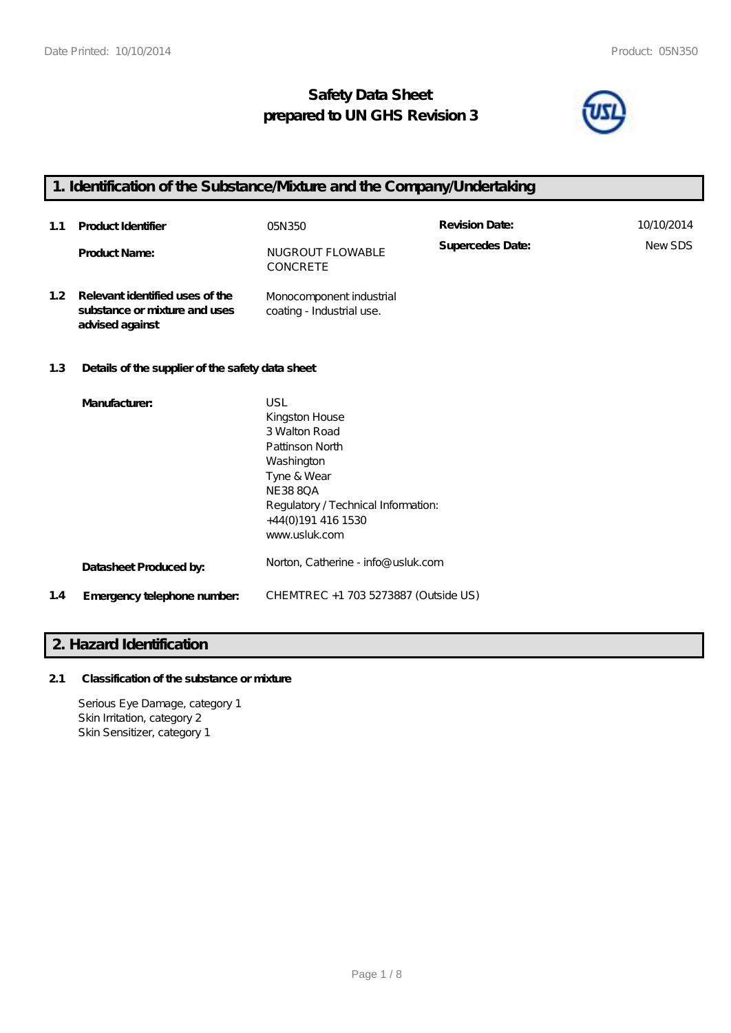# Safety Data Sheet
# prepared to UN GHS Revision 3

## 1. Identification of the Substance/Mixture and the Company/Undertaking

| | | | | |
|---|---|---|---|---|
| 1.1 | **Product Identifier** | 05N350 | **Revision Date:** | 10/10/2014 |
| | **Product Name:** | NUGROUT FLOWABLE CONCRETE | **Supercedes Date:** | New SDS |
| 1.2 | **Relevant identified uses of the substance or mixture and uses advised against** | Monocomponent industrial coating - Industrial use. | | |

**1.3 Details of the supplier of the safety data sheet**

**Manufacturer:**

USL
Kingston House
3 Walton Road
Pattinson North
Washington
Tyne & Wear
NE38 8QA
Regulatory / Technical Information:
+44(0)191 416 1530
www.usluk.com

**Datasheet Produced by:** Norton, Catherine - info@usluk.com

**1.4 Emergency telephone number:** CHEMTREC +1 703 5273887 (Outside US)

## 2. Hazard Identification

**2.1 Classification of the substance or mixture**

Serious Eye Damage, category 1
Skin Irritation, category 2
Skin Sensitizer, category 1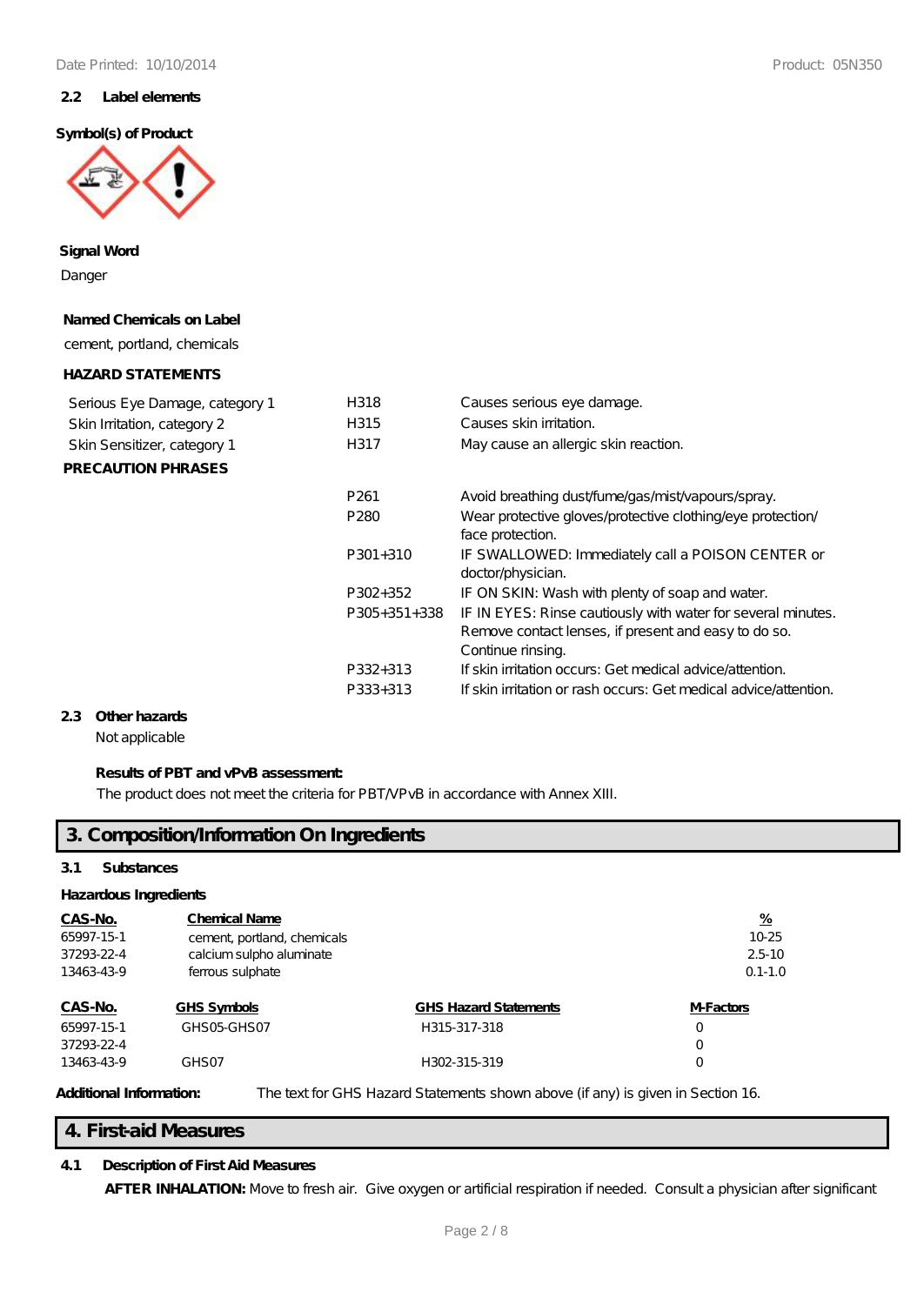### 2.2 Label elements

**Symbol(s) of Product**

**Signal Word**

Danger

**Named Chemicals on Label**

cement, portland, chemicals

**HAZARD STATEMENTS**

| | | |
|---|---|---|
| Serious Eye Damage, category 1 | H318 | Causes serious eye damage. |
| Skin Irritation, category 2 | H315 | Causes skin irritation. |
| Skin Sensitizer, category 1 | H317 | May cause an allergic skin reaction. |

**PRECAUTION PHRASES**

| | |
|---|---|
| P261 | Avoid breathing dust/fume/gas/mist/vapours/spray. |
| P280 | Wear protective gloves/protective clothing/eye protection/ face protection. |
| P301+310 | IF SWALLOWED: Immediately call a POISON CENTER or doctor/physician. |
| P302+352 | IF ON SKIN: Wash with plenty of soap and water. |
| P305+351+338 | IF IN EYES: Rinse cautiously with water for several minutes. Remove contact lenses, if present and easy to do so. Continue rinsing. |
| P332+313 | If skin irritation occurs: Get medical advice/attention. |
| P333+313 | If skin irritation or rash occurs: Get medical advice/attention. |

### 2.3 Other hazards

Not applicable

**Results of PBT and vPvB assessment:**

The product does not meet the criteria for PBT/VPvB in accordance with Annex XIII.

## 3. Composition/Information On Ingredients

### 3.1 Substances

**Hazardous Ingredients**

| CAS-No. | Chemical Name | % |
|---|---|---|
| 65997-15-1 | cement, portland, chemicals | 10-25 |
| 37293-22-4 | calcium sulpho aluminate | 2.5-10 |
| 13463-43-9 | ferrous sulphate | 0.1-1.0 |

| CAS-No. | GHS Symbols | GHS Hazard Statements | M-Factors |
|---|---|---|---|
| 65997-15-1 | GHS05-GHS07 | H315-317-318 | 0 |
| 37293-22-4 | | | 0 |
| 13463-43-9 | GHS07 | H302-315-319 | 0 |

**Additional Information:** The text for GHS Hazard Statements shown above (if any) is given in Section 16.

## 4. First-aid Measures

### 4.1 Description of First Aid Measures

**AFTER INHALATION:** Move to fresh air. Give oxygen or artificial respiration if needed. Consult a physician after significant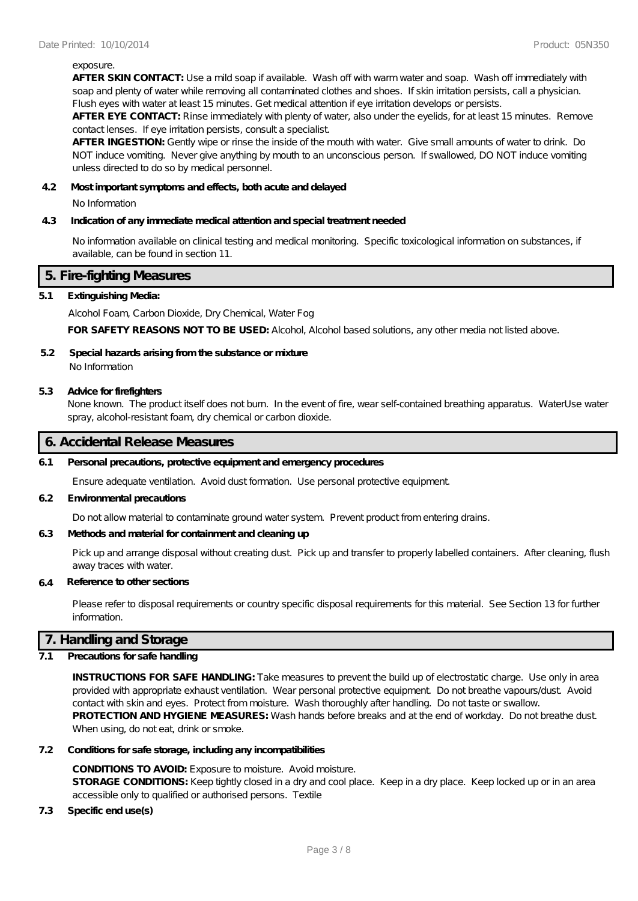exposure.

**AFTER SKIN CONTACT:** Use a mild soap if available. Wash off with warm water and soap. Wash off immediately with soap and plenty of water while removing all contaminated clothes and shoes. If skin irritation persists, call a physician. Flush eyes with water at least 15 minutes. Get medical attention if eye irritation develops or persists.

**AFTER EYE CONTACT:** Rinse immediately with plenty of water, also under the eyelids, for at least 15 minutes. Remove contact lenses. If eye irritation persists, consult a specialist.

**AFTER INGESTION:** Gently wipe or rinse the inside of the mouth with water. Give small amounts of water to drink. Do NOT induce vomiting. Never give anything by mouth to an unconscious person. If swallowed, DO NOT induce vomiting unless directed to do so by medical personnel.

**4.2 Most important symptoms and effects, both acute and delayed**

No Information

**4.3 Indication of any immediate medical attention and special treatment needed**

No information available on clinical testing and medical monitoring. Specific toxicological information on substances, if available, can be found in section 11.

## 5. Fire-fighting Measures

**5.1 Extinguishing Media:**

Alcohol Foam, Carbon Dioxide, Dry Chemical, Water Fog

**FOR SAFETY REASONS NOT TO BE USED:** Alcohol, Alcohol based solutions, any other media not listed above.

**5.2 Special hazards arising from the substance or mixture**

No Information

**5.3 Advice for firefighters**

None known. The product itself does not burn. In the event of fire, wear self-contained breathing apparatus. WaterUse water spray, alcohol-resistant foam, dry chemical or carbon dioxide.

## 6. Accidental Release Measures

**6.1 Personal precautions, protective equipment and emergency procedures**

Ensure adequate ventilation. Avoid dust formation. Use personal protective equipment.

**6.2 Environmental precautions**

Do not allow material to contaminate ground water system. Prevent product from entering drains.

**6.3 Methods and material for containment and cleaning up**

Pick up and arrange disposal without creating dust. Pick up and transfer to properly labelled containers. After cleaning, flush away traces with water.

**6.4 Reference to other sections**

Please refer to disposal requirements or country specific disposal requirements for this material. See Section 13 for further information.

## 7. Handling and Storage

**7.1 Precautions for safe handling**

**INSTRUCTIONS FOR SAFE HANDLING:** Take measures to prevent the build up of electrostatic charge. Use only in area provided with appropriate exhaust ventilation. Wear personal protective equipment. Do not breathe vapours/dust. Avoid contact with skin and eyes. Protect from moisture. Wash thoroughly after handling. Do not taste or swallow.

**PROTECTION AND HYGIENE MEASURES:** Wash hands before breaks and at the end of workday. Do not breathe dust. When using, do not eat, drink or smoke.

**7.2 Conditions for safe storage, including any incompatibilities**

**CONDITIONS TO AVOID:** Exposure to moisture. Avoid moisture.

**STORAGE CONDITIONS:** Keep tightly closed in a dry and cool place. Keep in a dry place. Keep locked up or in an area accessible only to qualified or authorised persons. Textile

**7.3 Specific end use(s)**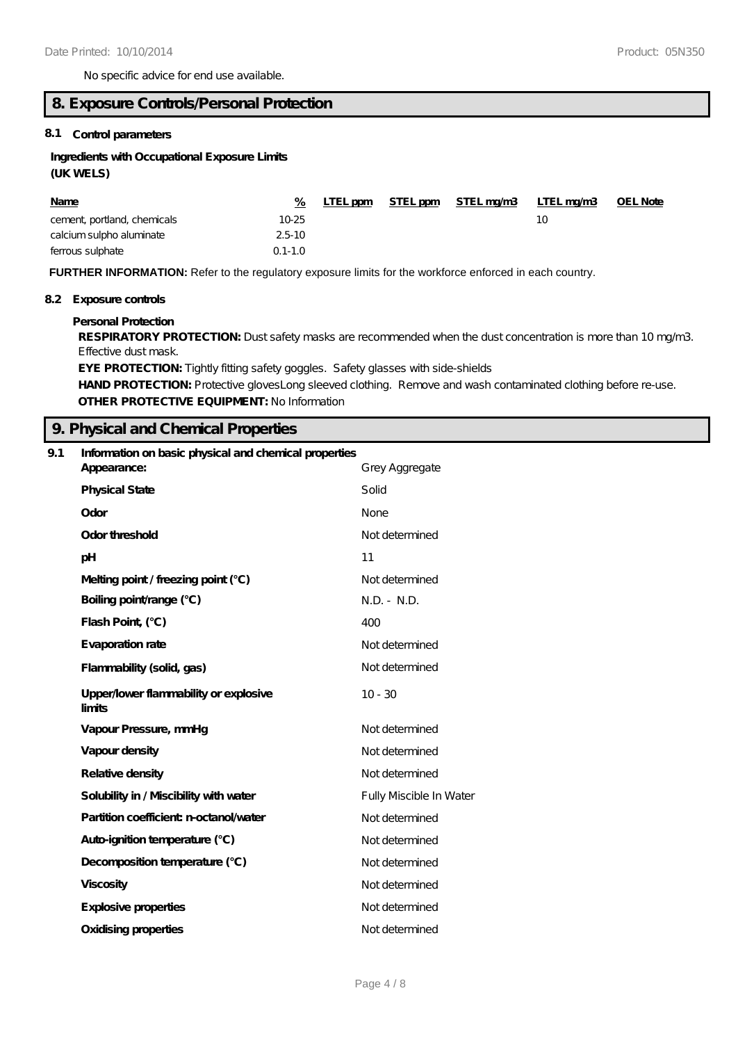No specific advice for end use available.

## 8. Exposure Controls/Personal Protection

### 8.1 Control parameters

**Ingredients with Occupational Exposure Limits (UK WELS)**

| Name | % | LTEL ppm | STEL ppm | STEL mg/m3 | LTEL mg/m3 | OEL Note |
|---|---|---|---|---|---|---|
| cement, portland, chemicals | 10-25 | | | | 10 | |
| calcium sulpho aluminate | 2.5-10 | | | | | |
| ferrous sulphate | 0.1-1.0 | | | | | |

**FURTHER INFORMATION:** Refer to the regulatory exposure limits for the workforce enforced in each country.

### 8.2 Exposure controls

**Personal Protection**

**RESPIRATORY PROTECTION:** Dust safety masks are recommended when the dust concentration is more than 10 mg/m3. Effective dust mask.

**EYE PROTECTION:** Tightly fitting safety goggles. Safety glasses with side-shields

**HAND PROTECTION:** Protective glovesLong sleeved clothing. Remove and wash contaminated clothing before re-use.

**OTHER PROTECTIVE EQUIPMENT:** No Information

## 9. Physical and Chemical Properties

### 9.1 Information on basic physical and chemical properties

| Property | Value |
|---|---|
| **Appearance:** | Grey Aggregate |
| **Physical State** | Solid |
| **Odor** | None |
| **Odor threshold** | Not determined |
| **pH** | 11 |
| **Melting point / freezing point (°C)** | Not determined |
| **Boiling point/range (°C)** | N.D. - N.D. |
| **Flash Point, (°C)** | 400 |
| **Evaporation rate** | Not determined |
| **Flammability (solid, gas)** | Not determined |
| **Upper/lower flammability or explosive limits** | 10 - 30 |
| **Vapour Pressure, mmHg** | Not determined |
| **Vapour density** | Not determined |
| **Relative density** | Not determined |
| **Solubility in / Miscibility with water** | Fully Miscible In Water |
| **Partition coefficient: n-octanol/water** | Not determined |
| **Auto-ignition temperature (°C)** | Not determined |
| **Decomposition temperature (°C)** | Not determined |
| **Viscosity** | Not determined |
| **Explosive properties** | Not determined |
| **Oxidising properties** | Not determined |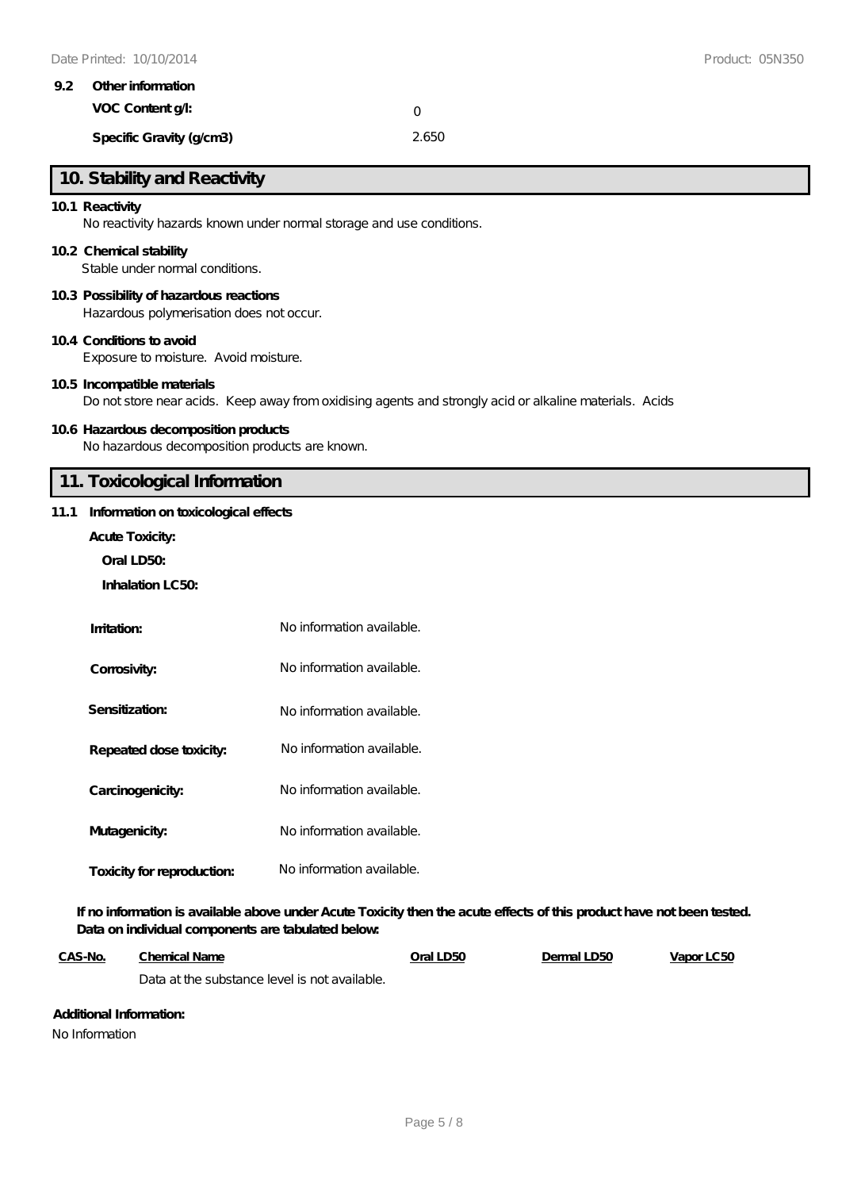**9.2 Other information**

**VOC Content g/l:** 0

**Specific Gravity (g/cm3)** 2.650

## 10. Stability and Reactivity

**10.1 Reactivity**

No reactivity hazards known under normal storage and use conditions.

**10.2 Chemical stability**

Stable under normal conditions.

**10.3 Possibility of hazardous reactions**

Hazardous polymerisation does not occur.

**10.4 Conditions to avoid**

Exposure to moisture. Avoid moisture.

**10.5 Incompatible materials**

Do not store near acids. Keep away from oxidising agents and strongly acid or alkaline materials. Acids

**10.6 Hazardous decomposition products**

No hazardous decomposition products are known.

## 11. Toxicological Information

**11.1 Information on toxicological effects**

**Acute Toxicity:**

**Oral LD50:**

**Inhalation LC50:**

**Irritation:** No information available.

**Corrosivity:** No information available.

**Sensitization:** No information available.

**Repeated dose toxicity:** No information available.

**Carcinogenicity:** No information available.

**Mutagenicity:** No information available.

**Toxicity for reproduction:** No information available.

**If no information is available above under Acute Toxicity then the acute effects of this product have not been tested. Data on individual components are tabulated below:**

| CAS-No. | Chemical Name | Oral LD50 | Dermal LD50 | Vapor LC50 |
|---|---|---|---|---|
| | Data at the substance level is not available. | | | |

**Additional Information:**

No Information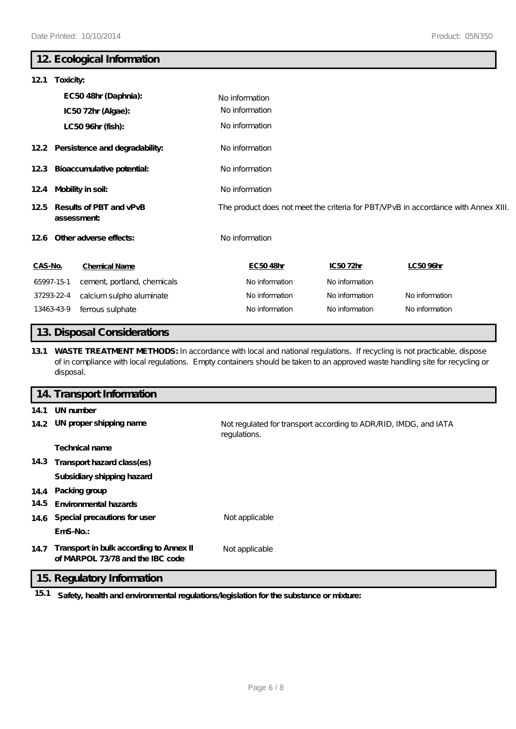## 12. Ecological Information

**12.1 Toxicity:**

| | |
|---|---|
| **EC50 48hr (Daphnia):** | No information |
| **IC50 72hr (Algae):** | No information |
| **LC50 96hr (fish):** | No information |

| | |
|---|---|
| **12.2 Persistence and degradability:** | No information |
| **12.3 Bioaccumulative potential:** | No information |
| **12.4 Mobility in soil:** | No information |
| **12.5 Results of PBT and vPvB assessment:** | The product does not meet the criteria for PBT/VPvB in accordance with Annex XIII. |
| **12.6 Other adverse effects:** | No information |

| CAS-No. | Chemical Name | EC50 48hr | IC50 72hr | LC50 96hr |
|---|---|---|---|---|
| 65997-15-1 | cement, portland, chemicals | No information | No information | |
| 37293-22-4 | calcium sulpho aluminate | No information | No information | No information |
| 13463-43-9 | ferrous sulphate | No information | No information | No information |

## 13. Disposal Considerations

**13.1 WASTE TREATMENT METHODS:** In accordance with local and national regulations. If recycling is not practicable, dispose of in compliance with local regulations. Empty containers should be taken to an approved waste handling site for recycling or disposal.

## 14. Transport Information

| | |
|---|---|
| **14.1 UN number** | |
| **14.2 UN proper shipping name** | Not regulated for transport according to ADR/RID, IMDG, and IATA regulations. |
| **Technical name** | |
| **14.3 Transport hazard class(es)** | |
| **Subsidiary shipping hazard** | |
| **14.4 Packing group** | |
| **14.5 Environmental hazards** | |
| **14.6 Special precautions for user** | Not applicable |
| **EmS-No.:** | |
| **14.7 Transport in bulk according to Annex II of MARPOL 73/78 and the IBC code** | Not applicable |

## 15. Regulatory Information

**15.1 Safety, health and environmental regulations/legislation for the substance or mixture:**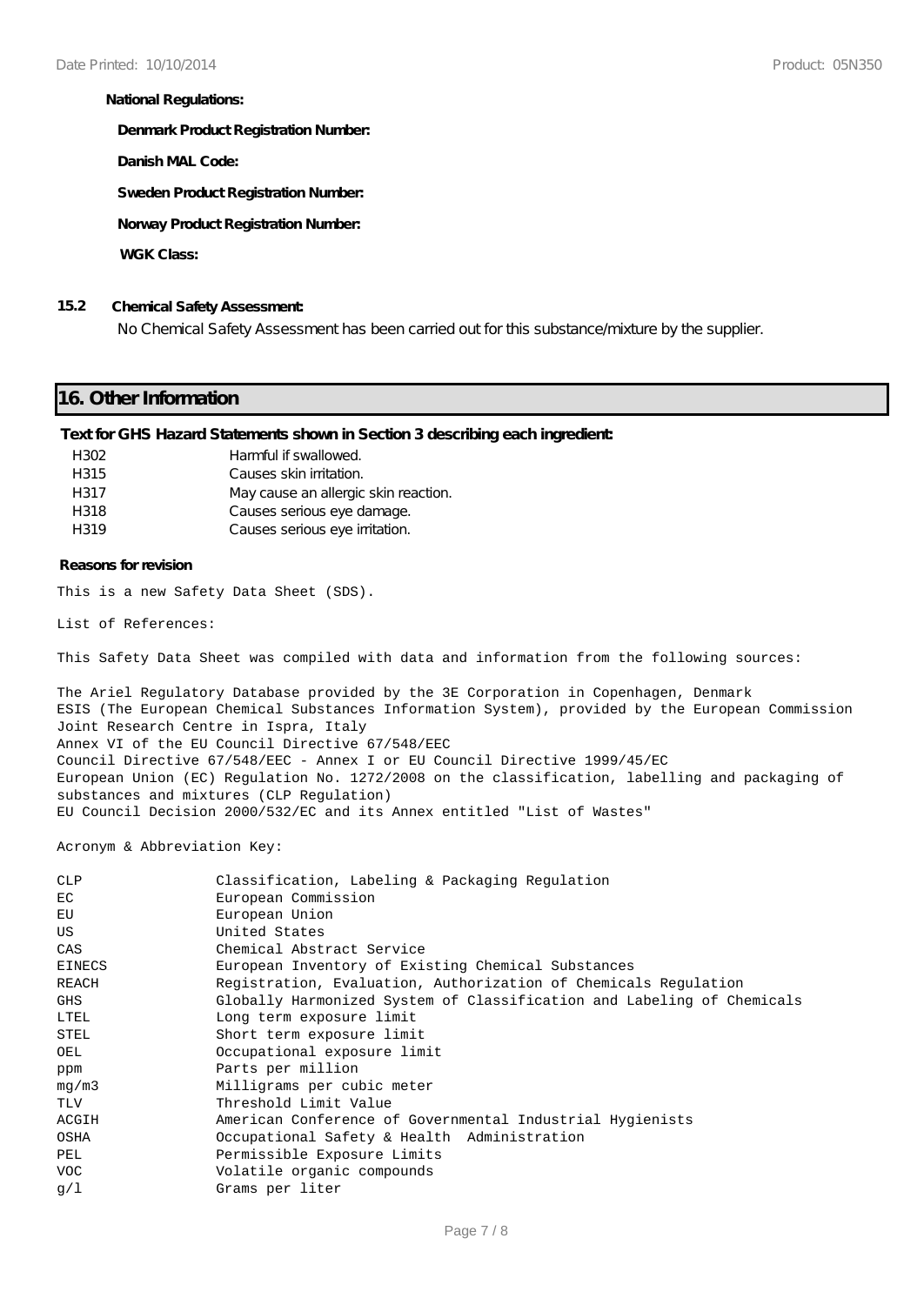**National Regulations:**

**Denmark Product Registration Number:**

**Danish MAL Code:**

**Sweden Product Registration Number:**

**Norway Product Registration Number:**

**WGK Class:**

### 15.2 Chemical Safety Assessment:

No Chemical Safety Assessment has been carried out for this substance/mixture by the supplier.

## 16. Other Information

**Text for GHS Hazard Statements shown in Section 3 describing each ingredient:**

| | |
|---|---|
| H302 | Harmful if swallowed. |
| H315 | Causes skin irritation. |
| H317 | May cause an allergic skin reaction. |
| H318 | Causes serious eye damage. |
| H319 | Causes serious eye irritation. |

**Reasons for revision**

This is a new Safety Data Sheet (SDS).

List of References:

This Safety Data Sheet was compiled with data and information from the following sources:

The Ariel Regulatory Database provided by the 3E Corporation in Copenhagen, Denmark
ESIS (The European Chemical Substances Information System), provided by the European Commission Joint Research Centre in Ispra, Italy
Annex VI of the EU Council Directive 67/548/EEC
Council Directive 67/548/EEC - Annex I or EU Council Directive 1999/45/EC
European Union (EC) Regulation No. 1272/2008 on the classification, labelling and packaging of substances and mixtures (CLP Regulation)
EU Council Decision 2000/532/EC and its Annex entitled "List of Wastes"

Acronym & Abbreviation Key:

| | |
|---|---|
| CLP | Classification, Labeling & Packaging Regulation |
| EC | European Commission |
| EU | European Union |
| US | United States |
| CAS | Chemical Abstract Service |
| EINECS | European Inventory of Existing Chemical Substances |
| REACH | Registration, Evaluation, Authorization of Chemicals Regulation |
| GHS | Globally Harmonized System of Classification and Labeling of Chemicals |
| LTEL | Long term exposure limit |
| STEL | Short term exposure limit |
| OEL | Occupational exposure limit |
| ppm | Parts per million |
| mg/m3 | Milligrams per cubic meter |
| TLV | Threshold Limit Value |
| ACGIH | American Conference of Governmental Industrial Hygienists |
| OSHA | Occupational Safety & Health Administration |
| PEL | Permissible Exposure Limits |
| VOC | Volatile organic compounds |
| g/l | Grams per liter |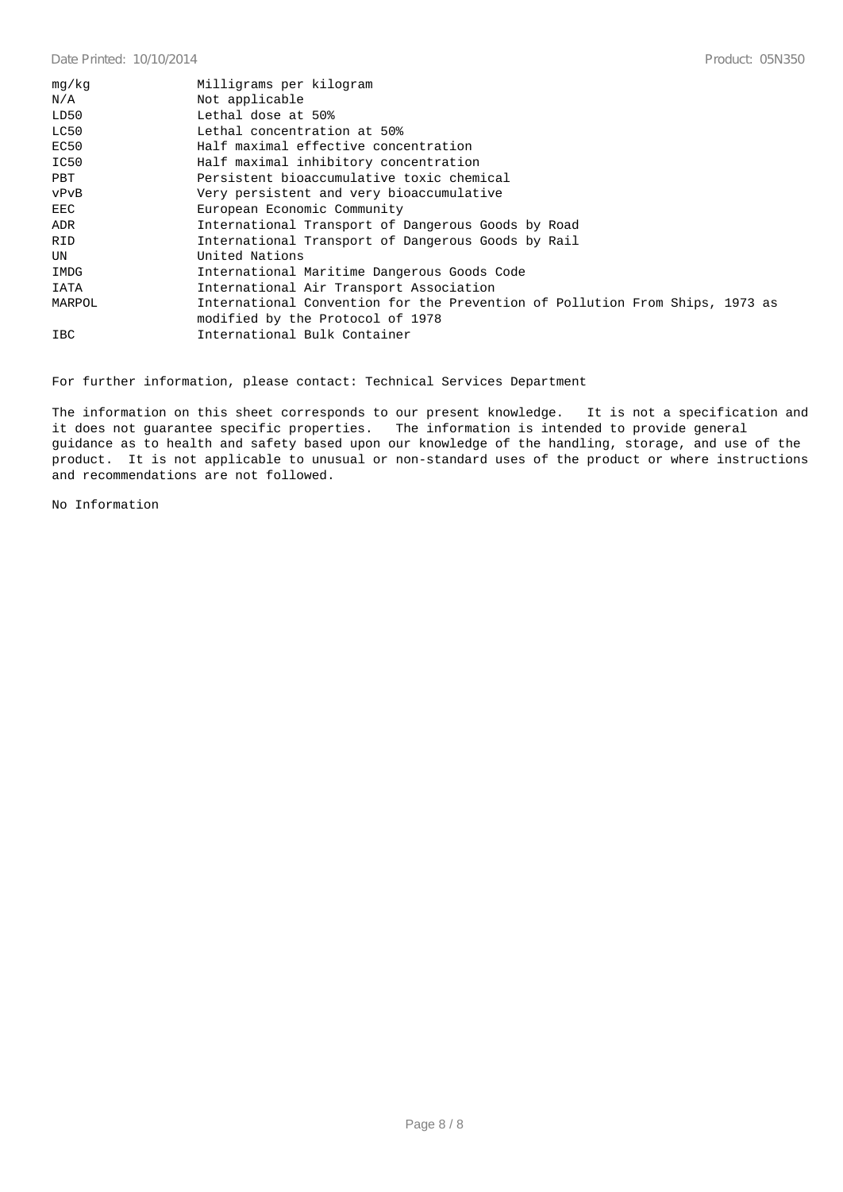| | |
|---|---|
| mg/kg | Milligrams per kilogram |
| N/A | Not applicable |
| LD50 | Lethal dose at 50% |
| LC50 | Lethal concentration at 50% |
| EC50 | Half maximal effective concentration |
| IC50 | Half maximal inhibitory concentration |
| PBT | Persistent bioaccumulative toxic chemical |
| vPvB | Very persistent and very bioaccumulative |
| EEC | European Economic Community |
| ADR | International Transport of Dangerous Goods by Road |
| RID | International Transport of Dangerous Goods by Rail |
| UN | United Nations |
| IMDG | International Maritime Dangerous Goods Code |
| IATA | International Air Transport Association |
| MARPOL | International Convention for the Prevention of Pollution From Ships, 1973 as modified by the Protocol of 1978 |
| IBC | International Bulk Container |

For further information, please contact: Technical Services Department

The information on this sheet corresponds to our present knowledge. It is not a specification and it does not guarantee specific properties. The information is intended to provide general guidance as to health and safety based upon our knowledge of the handling, storage, and use of the product. It is not applicable to unusual or non-standard uses of the product or where instructions and recommendations are not followed.

No Information